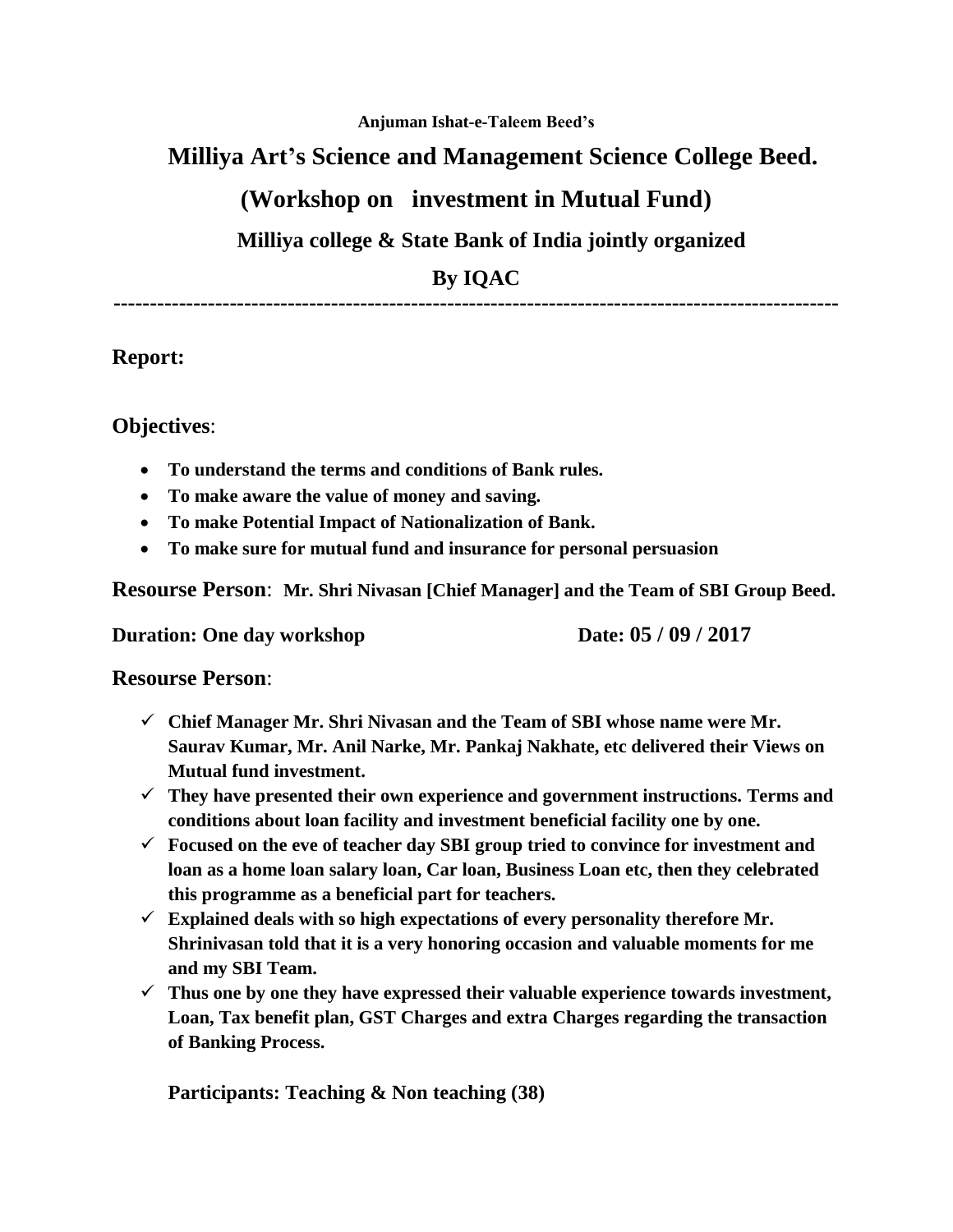**Anjuman Ishat-e-Taleem Beed's**

# Milliya Art's Science and Management Science College Beed.

## (Workshop on investment in Mutual Fund)

### Milliya college & State Bank of India jointly organized

### By IQAC

---

**Report:**

**Objectives**:

- **To understand the terms and conditions of Bank rules.**
- **To make aware the value of money and saving.**
- **To make Potential Impact of Nationalization of Bank.**
- **To make sure for mutual fund and insurance for personal persuasion**

**Resourse Person**: **Mr. Shri Nivasan [Chief Manager] and the Team of SBI Group Beed.**

**Duration: One day workshop** **Date: 05 / 09 / 2017**

**Resourse Person**:

- ✓ **Chief Manager Mr. Shri Nivasan and the Team of SBI whose name were Mr. Saurav Kumar, Mr. Anil Narke, Mr. Pankaj Nakhate, etc delivered their Views on Mutual fund investment.**
- ✓ **They have presented their own experience and government instructions. Terms and conditions about loan facility and investment beneficial facility one by one.**
- ✓ **Focused on the eve of teacher day SBI group tried to convince for investment and loan as a home loan salary loan, Car loan, Business Loan etc, then they celebrated this programme as a beneficial part for teachers.**
- ✓ **Explained deals with so high expectations of every personality therefore Mr. Shrinivasan told that it is a very honoring occasion and valuable moments for me and my SBI Team.**
- ✓ **Thus one by one they have expressed their valuable experience towards investment, Loan, Tax benefit plan, GST Charges and extra Charges regarding the transaction of Banking Process.**

**Participants: Teaching & Non teaching (38)**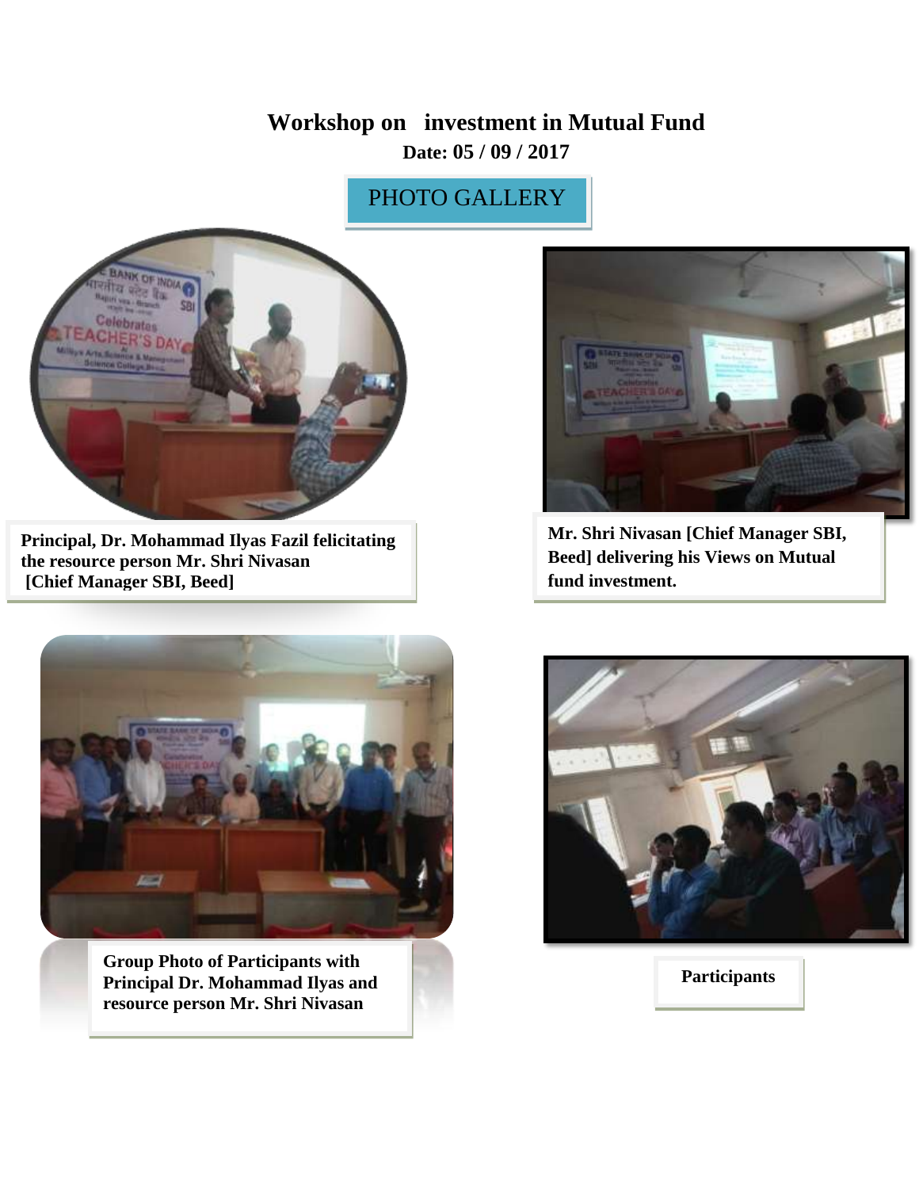# Workshop on investment in Mutual Fund

**Date: 05 / 09 / 2017**

PHOTO GALLERY

**Principal, Dr. Mohammad Ilyas Fazil felicitating the resource person Mr. Shri Nivasan [Chief Manager SBI, Beed]**

**Mr. Shri Nivasan [Chief Manager SBI, Beed] delivering his Views on Mutual fund investment.**

**Group Photo of Participants with Principal Dr. Mohammad Ilyas and resource person Mr. Shri Nivasan**

**Participants**